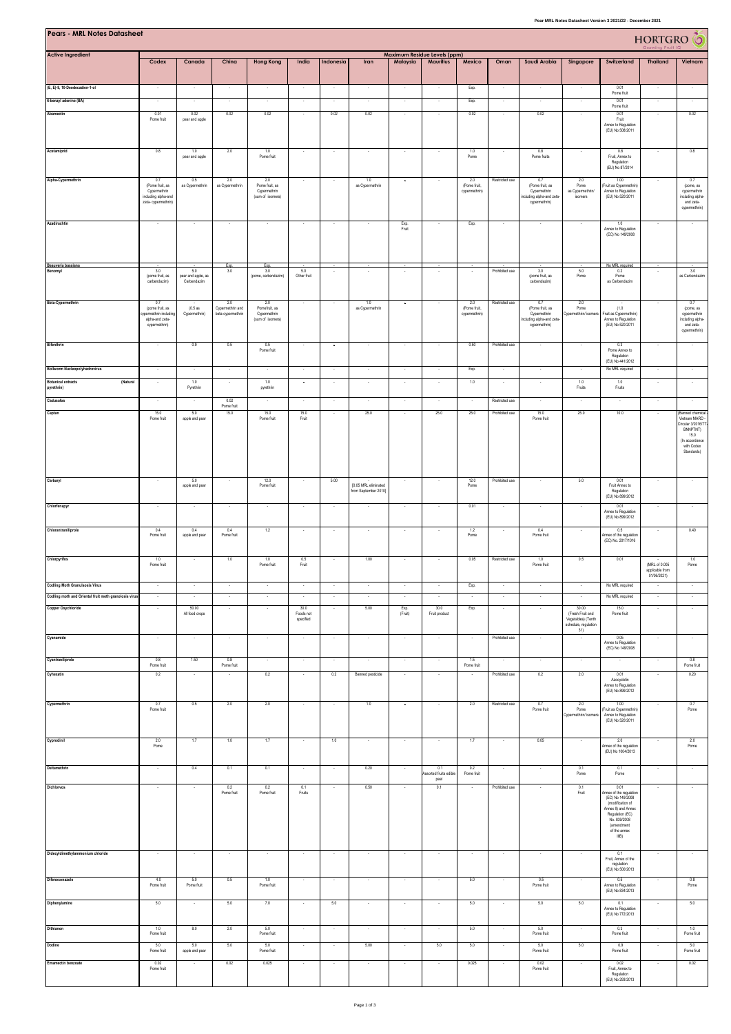# Pears - MRL Notes Datasheet

| Active Ingredient | Maximum Residue Levels (ppm) | | | | | | | | | | | | | | | |
|---|---|---|---|---|---|---|---|---|---|---|---|---|---|---|---|---|
| | Codex | Canada | China | Hong Kong | India | Indonesia | Iran | Malaysia | Mauritius | Mexico | Oman | Saudi Arabia | Singapore | Switzerland | Thailand | Vietnam |
| (E, E)-8, 10-Deodecadien-1-ol | - | - | - | - | - | - | - | - | - | Exp. | - | - | - | 0.01 Pome fruit | - | - |
| 6-benzyl adenine (BA) | - | - | - | - | - | - | - | - | - | Exp. | - | - | - | 0.01 Pome fruit | - | - |
| Abamectin | 0.01 Pome fruit | 0.02 pear and apple | 0.02 | 0.02 | - | 0.02 | 0.02 | - | - | 0.02 | - | 0.02 | - | 0.01 Fruit Annex to Regulation (EU) No 508/2011 | - | 0.02 |
| Acetamiprid | 0.8 | 1.0 pear and apple | 2.0 | 1.0 Pome fruit | - | - | - | - | - | 1.0 Pome | - | 0.8 Pome fruits | - | 0.8 Fruit, Annex to Regulation (EU) No 87/2014 | - | 0.8 |
| Alpha-Cypermethrin | 0.7 (Pome fruit, as Cypermethrin including alpha-and zeta- cypermethrin) | 0.5 as Cypermethrin | 2.0 as Cypermethrin | 2.0 Pome fruit, as Cypermethrin (sum of isomers) | - | - | 1.0 as Cypermethrin | • | - | 2.0 (Pome fruit, cypermethrin) | Restricted use | 0.7 (Pome fruit, as Cypermethrin including alpha-and zeta-cypermethrin) | 2.0 Pome as Cypermethrin/ isomers | 1.00 (Fruit as Cypermethrin) Annex to Regulation (EU) No 520/2011 | - | 0.7 (pome, as cypermethrin including alpha- and zeta-cypermethrin) |
| Azadirachtin | - | - | - | - | - | - | - | Exp. Fruit | - | Exp. | - | - | - | 1.0 Annex to Regulation (EC) No 149/2008 | - | - |
| Beauveria bassiana | - | - | Exp. | Exp. | - | - | - | - | - | - | - | - | - | No MRL required | - | - |
| Benomyl | 3.0 (pome fruit, as carbendazim) | 5.0 pear and apple, as Carbendazim | 3.0 | 3.0 (pome, carbendazim) | 5.0 Other fruit | - | - | - | - | - | Prohibited use | 3.0 (pome fruit, as carbendazim) | 5.0 Pome | 0.2 Pome as Carbendazim | - | 3.0 as Carbendazim |
| Beta-Cypermethrin | 0.7 (pome fruit, as cypermethrin including alpha-and zeta-cypermethrin) | (0.5 as Cypermethrin) | 2.0 Cypermethrin and beta-cypermethrin | 2.0 Pome fruit, as Cypermethrin (sum of isomers) | - | - | 1.0 as Cypermethrin | • | - | 2.0 (Pome fruit, cypermethrin) | Restricted use | 0.7 (Pome fruit, as Cypermethrin including alpha-and zeta-cypermethrin) | 2.0 Pome Cypermethrin/ isomers | (1.0 Fruit as Cypermethrin) Annex to Regulation (EU) No 520/2011 | - | 0.7 (pome, as cypermethrin including alpha- and zeta-cypermethrin) |
| Bifenthrin | - | 0.9 | 0.5 | 0.5 Pome fruit | - | • | - | - | - | 0.50 | Prohibited use | - | - | 0.3 Pome Annex to Regulation (EU) No 441/2012 | - | - |
| Bollworm Nucleopolyhedrovirus | - | - | - | - | - | - | - | - | - | Exp. | - | - | - | No MRL required | - | - |
| Botanical extracts (Natural pyrethrin) | - | 1.0 Pyrethrin | - | 1.0 pyrethrin | • | - | - | - | - | 1.0 | - | - | 1.0 Fruits | 1.0 Fruits | - | - |
| Cadusafos | - | - | 0.02 Pome fruit | - | - | - | - | - | - | - | Restricted use | - | - | - | - | - |
| Captan | 15.0 Pome fruit | 5.0 apple and pear | 15.0 | 15.0 Pome fruit | 15.0 Fruit | - | 25.0 | - | 25.0 | 25.0 | Prohibited use | 15.0 Pome fruit | 25.0 | 10.0 | - | (Banned chemical - Vietnam MARD - Circular 3/2016/TT-BNNPTNT) 15.0 (In accordance with Codex Standards) |
| Carbaryl | - | 5.0 apple and pear | - | 12.0 Pome fruit | - | 5.00 | - (0.05 MRL eliminated from September 2010) | - | - | 12.0 Pome | Prohibited use | - | 5.0 | 0.01 Fruit Annex to Regulation (EU) No 899/2012 | - | - |
| Chlorfenapyr | - | - | - | - | - | - | - | - | - | 0.01 | - | - | - | 0.01 Annex to Regulation (EU) No 899/2012 | - | - |
| Chlorantraniliprole | 0.4 Pome fruit | 0.4 apple and pear | 0.4 Pome fruit | 1.2 | - | - | - | - | - | 1.2 Pome | - | 0.4 Pome fruit | - | 0.5 Annex of the regulation (EC) No. 2017/1016 | - | 0.40 |
| Chlorpyrifos | 1.0 Pome fruit | - | 1.0 | 1.0 Pome fruit | 0.5 Fruit | - | 1.00 | - | - | 0.05 | Restricted use | 1.0 Pome fruit | 0.5 | 0.01 | - (MRL of 0.005 applicable from 01/06/2021) | 1.0 Pome |
| Codling Moth Granulosis Virus | - | - | - | - | - | - | - | - | - | Exp. | - | - | - | No MRL required | - | - |
| Codling moth and Oriental fruit moth granulosis virus | - | - | - | - | - | - | - | - | - | - | - | - | - | No MRL required | - | - |
| Copper Oxychloride | - | 50.00 All food crops | - | - | 30.0 Foods not specified | - | 5.00 | Exp. (Fruit) | 30.0 Fruit product | Exp. | - | - | 30.00 (Fresh Fruit and Vegetables) (Tenth schedule, regulation 31) | 15.0 Pome fruit | - | - |
| Cyanamide | - | - | - | - | - | - | - | - | - | - | Prohibited use | - | - | 0.05 Annex to Regulation (EC) No 149/2008 | - | - |
| Cyantraniliprole | 0.8 Pome fruit | 1.50 | 0.8 Pome fruit | - | - | - | - | - | - | 1.5 Pome fruit | - | - | - | - | - | 0.8 Pome fruit |
| Cyhexatin | 0.2 | - | - | 0.2 | - | 0.2 | Banned pesticide | - | - | - | Prohibited use | 0.2 | 2.0 | 0.01 Azocyclotin Annex to Regulation (EU) No 899/2012 | - | 0.20 |
| Cypermethrin | 0.7 Pome fruit | 0.5 | 2.0 | 2.0 | - | - | 1.0 | • | - | 2.0 | Restricted use | 0.7 Pome fruit | 2.0 Pome Cypermethrin/ isomers | 1.00 (Fruit as Cypermethrin) Annex to Regulation (EU) No 520/2011 | - | 0.7 Pome |
| Cyprodinil | 2.0 Pome | 1.7 | 1.0 | 1.7 | - | 1.0 | - | - | - | 1.7 | - | 0.05 | - | 2.0 Annex of the regulation (EU) No 1004/2013 | - | 2.0 Pome |
| Deltamethrin | - | 0.4 | 0.1 | 0.1 | - | - | 0.20 | - | 0.1 Assorted fruits edible peel | 0.2 Pome fruit | - | - | 0.1 Pome | 0.1 Pome | - | - |
| Dichlorvos | - | - | 0.2 Pome fruit | 0.2 Pome fruit | 0.1 Fruits | - | 0.50 | - | 0.1 | - | Prohibited use | - | 0.1 Fruit | 0.01 Annex of the regulation (EC) No 149/2008 (modification of Annex II) and Annex Regulation (EC) No. 839/2008 (amendment of the annex IIIB) | - | - |
| Didecyldimethylammonium chloride | - | - | - | - | - | - | - | - | - | - | - | - | - | 0.1 Fruit, Annex of the regulation (EU) No 500/2013 | - | - |
| Difenoconazole | 4.0 Pome fruit | 5.0 Pome fruit | 0.5 | 1.0 Pome fruit | - | - | - | - | - | 5.0 | - | 0.5 Pome fruit | - | 0.5 Annex to Regulation (EU) No 834/2013 | - | 0.8 Pome |
| Diphenylamine | 5.0 | - | 5.0 | 7.0 | - | 5.0 | - | - | - | 5.0 | - | 5.0 | 5.0 | 0.1 Annex to Regulation (EU) No 772/2013 | - | 5.0 |
| Dithianon | 1.0 Pome fruit | 8.0 | 2.0 | 5.0 Pome fruit | - | - | - | - | - | 5.0 | - | 5.0 Pome fruit | - | 0.3 Pome fruit | - | 1.0 Pome fruit |
| Dodine | 5.0 Pome fruit | 5.0 apple and pear | 5.0 | 5.0 Pome fruit | - | - | 5.00 | - | 5.0 | 5.0 | - | 5.0 Pome fruit | 5.0 | 0.9 Pome fruit | - | 5.0 Pome fruit |
| Emamectin benzoate | 0.02 Pome fruit | - | 0.02 | 0.025 | - | - | - | - | - | 0.025 | - | 0.02 Pome fruit | - | 0.02 Fruit, Annex to Regulation (EU) No 293/2013 | - | 0.02 |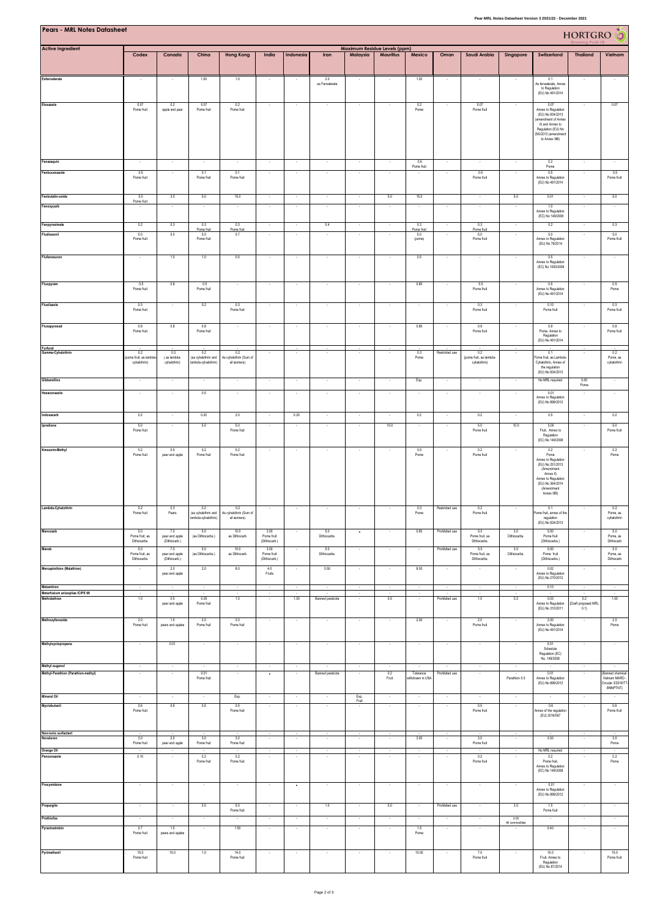# Pears - MRL Notes Datasheet

HORTGRO

| Active Ingredient | Maximum Residue Levels (ppm) | | | | | | | | | | | | | | |
|---|---|---|---|---|---|---|---|---|---|---|---|---|---|---|---|
| | Codex | Canada | China | Hong Kong | India | Indonesia | Iran | Malaysia | Mauritius | Mexico | Oman | Saudi Arabia | Singapore | Switzerland | Thailand | Vietnam |
| Esfenvalerate | - | - | 1.00 | 1.0 | - | - | 2.0 as Fenvalerate | - | - | 1.00 | - | - | - | 0.1 As fenvalerate, Annex to Regulation (EU) No 491/2014 | - | - |
| Etoxazole | 0.07 Pome fruit | 0.2 apple and pear | 0.07 Pome fruit | 0.2 Pome fruit | - | - | - | - | - | 0.2 Pome | - | 0.07 Pome fruit | - | 0.07 Annex to Regulation (EU) No 834/2013 (amendment of Annex II) and Annex to Regulation (EU) No 293/2013 (amendment to Annex IIIB) | - | 0.07 |
| Fenazaquin | - | - | - | - | - | - | - | - | - | 0.6 Pome fruit | - | - | - | 0.2 Pome | - | - |
| Fenbuconazole | 0.5 Pome fruit | - | 0.1 Pome fruit | 0.1 Pome fruit | - | - | - | - | - | - | - | 0.5 Pome fruit | - | 0.5 Annex to Regulation (EU) No 491/2014 | - | 0.5 Pome fruit |
| Fenbutatin-oxide | 5.0 Pome fruit | 3.0 | 5.0 | 15.0 | - | - | - | - | 5.0 | 15.0 | | - | 5.0 | 0.01 | - | 5.0 |
| Fenoxycarb | - | - | - | - | - | - | - | - | - | - | - | - | - | 1.0 Annex to Regulation (EC) No 149/2008 | - | - |
| Fenpyroximate | 0.2 | 0.3 | 0.3 Pome fruit | 0.3 Pome fruit | - | - | 0.4 | - | - | 0.3 Pome fruit | - | 0.3 Pome fruit | - | 0.2 | - | 0.3 |
| Fludioxonil | 5.0 Pome fruit | 5.0 | 5.0 Pome fruit | 0.7 | - | - | - | - | - | 5.0 (pome) | - | 5.0 Pome fruit | - | 5.0 Annex to Regulation (EU) No 79/2014 | - | 5.0 Pome fruit |
| Flufenoxuron | - | 1.0 | 1.0 | 0.5 | - | - | - | - | - | 0.5 | - | - | - | 0.5 Annex to Regulation (EC) No 1050/2009 | - | - |
| Fluopyram | 0.5 Pome fruit | 0.8 | 0.5 Pome fruit | - | - | - | - | - | - | 0.80 | - | 0.5 Pome fruit | - | 0.5 Annex to Regulation (EU) No 491/2014 | - | 0.5 Pome |
| Flusilazole | 0.3 Pome fruit | - | 0.2 | 0.3 Pome fruit | - | - | - | - | - | - | - | 0.3 Pome fruit | - | 0.10 Pome fruit | - | 0.3 Pome fruit |
| Fluxapyroxad | 0.9 Pome fruit | 0.8 | 0.9 Pome fruit | - | - | - | - | - | - | 0.80 | - | 0.9 Pome fruit | - | 0.9 Pome, Annex to Regulation (EU) No 491/2014 | - | 0.9 Pome fruit |
| Furfural | - | - | - | - | - | - | - | - | - | - | - | - | - | - | - | - |
| Gamma-Cyhalothrin | 0.2 (pome fruit, as lambda-cyhalothrin) | 0.3 ( as lambda-cyhalothrin) | 0.2 (as cyhalothrin and lambda-cyhalothrin) | 0.2 As cyhalothrin (Sum of all isomers) | - | - | - | - | - | 0.3 Pome | Restricted use | 0.2 (pome fruit, as lambda-cyhalothrin) | - | 0.1 Pome fruit, as Lambda-Cyhalothrin, Annex of the regulation (EU) No 834/2013 | - | 0.2 Pome, as cyhalothrin |
| Gibberellins | - | - | - | - | - | - | - | - | - | Exp. | - | - | - | No MRL required | 5.00 Pome | - |
| Hexaconazole | - | - | 0.5 | - | - | - | - | - | - | - | - | - | - | 0.01 Annex to Regulation (EU) No 899/2012 | - | - |
| Indoxacarb | 0.2 | - | 0.20 | 2.0 | - | 0.20 | - | - | - | 0.2 | - | 0.2 | - | 0.5 | - | 0.2 |
| Iprodione | 5.0 Pome fruit | - | 5.0 | 5.0 Pome fruit | - | - | - | - | 10.0 | - | - | 5.0 Pome fruit | 10.0 | 5.00 Fruit, Annex to Regulation (EC) No 149/2008 | - | 5.0 Pome fruit |
| Kresoxim-Methyl | 0.2 Pome fruit | 0.5 pear and apple | 0.2 Pome fruit | 0.2 Pome fruit | - | - | - | - | - | 0.5 Pome | - | 0.2 Pome fruit | - | 0.2 Pome Annex to Regulation (EU) No 251/2013 (Amendment Annex II) Annex to Regulation (EU) No 364/2014 (Amendment Annex IIIB) | - | 0.2 Pome |
| Lambda-Cyhalothrin | 0.2 Pome fruit | 0.3 Pears | 0.2 (as cyhalothrin and lambda-cyhalothrin) | 0.2 As cyhalothrin (Sum of all isomers) | - | - | - | - | - | 0.3 Pome | Restricted use | 0.2 Pome fruit | - | 0.1 Pome fruit, annex of the regulation (EU) No 834/2013 | - | 0.2 Pome, as cyhalothrin |
| Mancozeb | 5.0 Pome fruit, as Dithiocarbs. | 7.0 pear and apple (Dithiocarb.) | 5.0 (as Dithiocarbs.) | 10.0 as Dithiocarb | 3.00 Pome fruit (Dithiocarb.) | - | 5.0 Dithiocarbs. | * | - | 0.60 | Prohibited use | 5.0 Pome fruit, as Dithiocarbs. | 3.0 Dithiocarbs. | 5.00 Pome fruit (Dithiocarbs.) | - | 5.0 Pome, as Dithiocarb |
| Maneb | 5.0 Pome fruit, as Dithiocarbs. | 7.0 pear and apple (Dithiocarb.) | 5.0 (as Dithiocarbs.) | 10.0 as Dithiocarb | 3.00 Pome fruit (Dithiocarb.) | - | 5.0 Dithiocarbs. | - | - | - | Prohibited use | 5.0 Pome fruit, as Dithiocarbs. | 3.0 Dithiocarbs. | 5.00 Pome fruit (Dithiocarbs.) | - | 5.0 Pome, as Dithiocarb |
| Mercaptothion (Malathion) | - | 2.0 pear and apple | 2.0 | 8.0 | 4.0 Fruits | - | 0.50 | - | - | 8.00 | - | - | - | 0.02 Annex to Regulation (EU) No 270/2012 | - | - |
| Metamitron | - | - | - | - | - | - | - | - | - | - | - | - | - | 0.10 | - | - |
| Metarhizium anisopliae ICIPE 69 | - | - | - | - | - | - | - | - | - | - | - | - | - | - | - | - |
| Methidathion | 1.0 | 0.5 pear and apple | 0.05 Pome fruit | 1.0 | - | 1.00 | Banned pesticide | - | 0.5 | - | Prohibited use | 1.0 | 0.2 | 0.03 Annex to Regulation (EU) No 310/2011 | 0.2 (Draft proposed MRL 0.1) | 1.00 |
| Methoxyfenozide | 2.0 Pome fruit | 1.5 pears and apples | 2.0 Pome fruit | 2.0 Pome fruit | - | - | - | - | - | 2.00 | - | 2.0 Pome fruit | - | 2.00 Annex to Regulation (EU) No 491/2014 | - | 2.0 Pome |
| Methylcyclopropene | - | 0.01 | - | - | - | - | - | - | - | - | - | - | - | 0.01 Schedule Regulation (EC) No. 149/2008 | - | - |
| Methyl eugenol | - | - | - | - | - | - | - | - | - | - | - | - | - | - | - | - |
| Methyl-Parathion (Parathion-methyl) | - | - | 0.01 Pome fruit | - | * | - | Banned pesticide | - | 0.2 Fruit | Tolerance withdrawn in USA | Prohibited use | - | Parathion 0.5 | 0.01 Annex to Regulation (EU) No 899/2012 | - | (Banned chemical - Vietnam MARD - Circular 3/2016/TT-BNNPTNT) |
| Mineral Oil | - | - | - | Exp. | - | - | - | Exp. Fruit | - | - | - | - | - | - | - | - |
| Myclobutanil | 0.6 Pome fruit | 0.6 | 0.5 | 0.5 Pome fruit | - | - | - | - | - | - | - | 0.5 Pome fruit | - | 0.6 Annex of the regulation (EU) 2016/567 | - | 0.6 Pome fruit |
| Non-ionic surfactant | - | - | - | - | - | - | - | - | - | - | - | - | - | - | - | - |
| Novaluron | 3.0 Pome fruit | 2.0 pear and apple | 3.0 Pome fruit | 3.0 Pome fruit | - | - | - | - | - | 3.00 | - | 3.0 Pome fruit | - | 3.00 | - | 3.0 Pome |
| Orange Oil | - | - | - | - | - | - | - | - | - | - | - | - | - | No MRL required | - | - |
| Penconazole | 0.10 | - | 0.2 Pome fruit | 0.2 Pome fruit | - | - | - | - | - | - | - | 0.2 Pome fruit | - | 0.2 Pome fruit, Annex to Regulation (EC) No 149/2008 | - | 0.2 Pome |
| Procymidone | - | - | - | - | - | * | - | - | - | - | - | - | - | 0.01 Annex to Regulation (EU) No 899/2012 | - | - |
| Propargite | - | - | 5.0 | 5.0 Pome fruit | - | - | 1.0 | - | 5.0 | - | Prohibited use | - | 3.0 | 1.5 Pome fruit | - | - |
| Prothiofos | - | - | - | - | - | - | - | - | - | - | - | - | 0.05 All commodities | - | - | - |
| Pyraclostrobin | 0.7 Pome fruit | 1.5 pears and apples | - | 1.50 | - | - | - | - | - | 1.5 Pome | - | - | - | 0.40 | - | - |
| Pyrimethanil | 15.0 Pome fruit | 15.0 | 1.0 | 14.0 Pome fruit | - | - | - | - | - | 15.00 | - | 7.0 Pome fruit | - | 15.0 Fruit, Annex to Regulation (EU) No 87/2014 | - | 15.0 Pome fruit |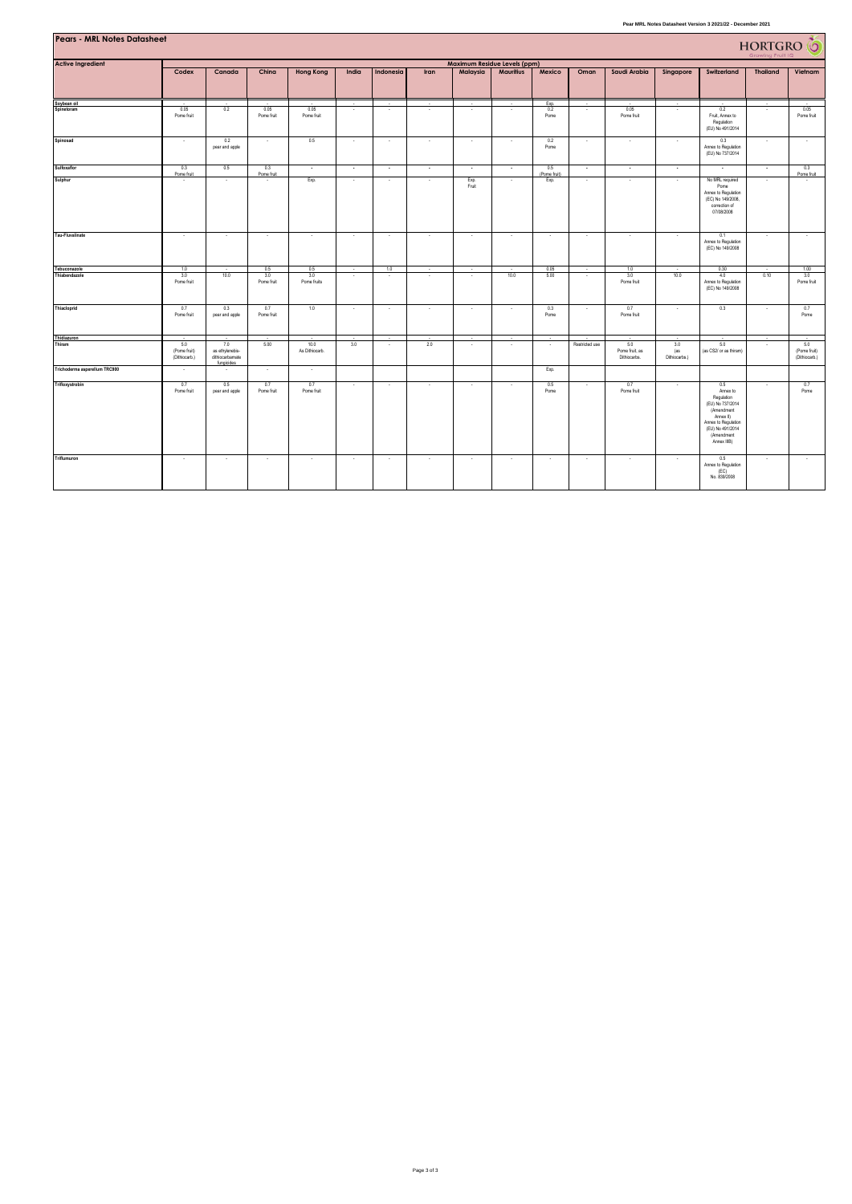# Pears - MRL Notes Datasheet

HORTGRO Growing Fruit IQ

| Active Ingredient | Maximum Residue Levels (ppm) | | | | | | | | | | | | | | |
|---|---|---|---|---|---|---|---|---|---|---|---|---|---|---|---|
| | Codex | Canada | China | Hong Kong | India | Indonesia | Iran | Malaysia | Mauritius | Mexico | Oman | Saudi Arabia | Singapore | Switzerland | Thailand | Vietnam |
| Soybean oil | - | - | - | - | - | - | - | - | - | Exp. | - | - | - | - | - | - |
| Spinetoram | 0.05 Pome fruit | 0.2 | 0.05 Pome fruit | 0.05 Pome fruit | - | - | - | - | - | 0.2 Pome | - | 0.05 Pome fruit | - | 0.2 Fruit, Annex to Regulation (EU) No 491/2014 | - | 0.05 Pome fruit |
| Spinosad | - | 0.2 pear and apple | - | 0.5 | - | - | - | - | - | 0.2 Pome | - | - | - | 0.3 Annex to Regulation (EU) No 737/2014 | - | - |
| Sulfoxaflor | 0.3 Pome fruit | 0.5 | 0.3 Pome fruit | - | - | - | - | - | - | 0.5 (Pome fruit) | - | - | - | - | - | 0.3 Pome fruit |
| Sulphur | - | - | - | Exp. | - | - | - | Exp. Fruit | - | Exp. | - | - | - | No MRL required Pome Annex to Regulation (EC) No 149/2008, correction of 07/08/2008 | - | - |
| Tau-Fluvalinate | - | - | - | - | - | - | - | - | - | - | - | - | - | 0.1 Annex to Regulation (EC) No 149/2008 | - | - |
| Tebuconazole | 1.0 | - | 0.5 | 0.5 | - | 1.0 | - | - | - | 0.05 | - | 1.0 | - | 0.30 | - | 1.00 |
| Thiabendazole | 3.0 Pome fruit | 10.0 | 3.0 Pome fruit | 3.0 Pome fruits | - | - | - | - | 10.0 | 5.00 | - | 3.0 Pome fruit | 10.0 | 4.0 Annex to Regulation (EC) No 149/2008 | 0.10 | 3.0 Pome fruit |
| Thiacloprid | 0.7 Pome fruit | 0.3 pear and apple | 0.7 Pome fruit | 1.0 | - | - | - | - | - | 0.3 Pome | - | 0.7 Pome fruit | - | 0.3 | - | 0.7 Pome |
| Thidiazuron | - | - | - | - | - | - | - | - | - | - | - | - | - | - | - | - |
| Thiram | 5.0 (Pome fruit) (Dithiocarb.) | 7.0 as ethylenebis-dithiocarbamate fungicides | 5.00 | 10.0 As Dithiocarb. | 3.0 | - | 2.0 | - | - | - | Restricted use | 5.0 Pome fruit, as Dithiocarbs. | 3.0 (as Dithiocarbs.) | 5.0 (as CS2/ or as thiram) | - | 5.0 (Pome fruit) (Dithiocarb.) |
| Trichoderma asperellum TRC900 | - | - | - | - | | | | | | Exp. | | | | | | |
| Trifloxystrobin | 0.7 Pome fruit | 0.5 pear and apple | 0.7 Pome fruit | 0.7 Pome fruit | - | - | - | - | - | 0.5 Pome | - | 0.7 Pome fruit | - | 0.5 Annex to Regulation (EU) No 737/2014 (Amendment Annex II) Annex to Regulation (EU) No 491/2014 (Amendment Annex IIIB) | - | 0.7 Pome |
| Triflumuron | - | - | - | - | - | - | - | - | - | - | - | - | - | 0.5 Annex to Regulation (EC) No. 839/2008 | - | - |